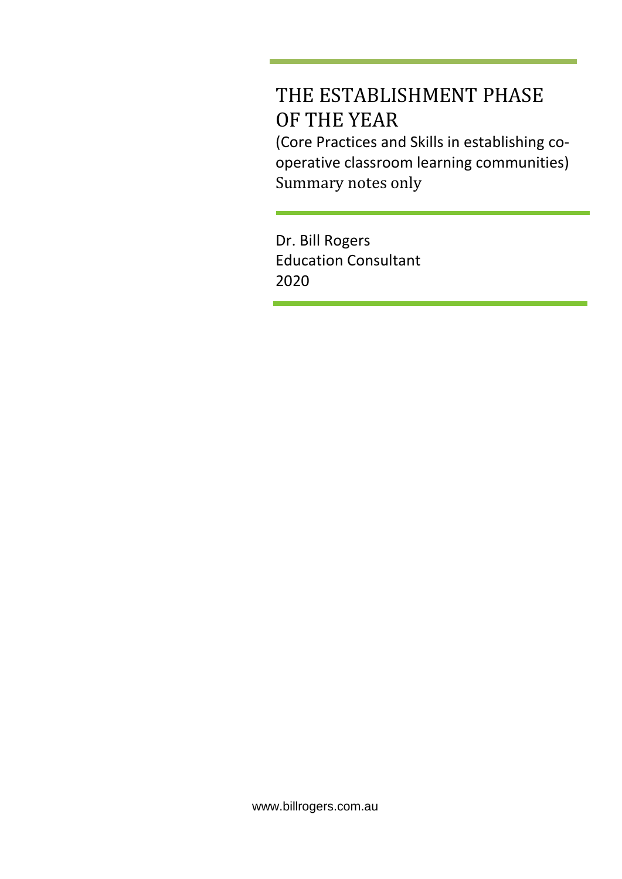# THE ESTABLISHMENT PHASE OF THE YEAR

(Core Practices and Skills in establishing co-operative classroom learning communities)

Summary notes only

Dr. Bill Rogers
Education Consultant
2020

www.billrogers.com.au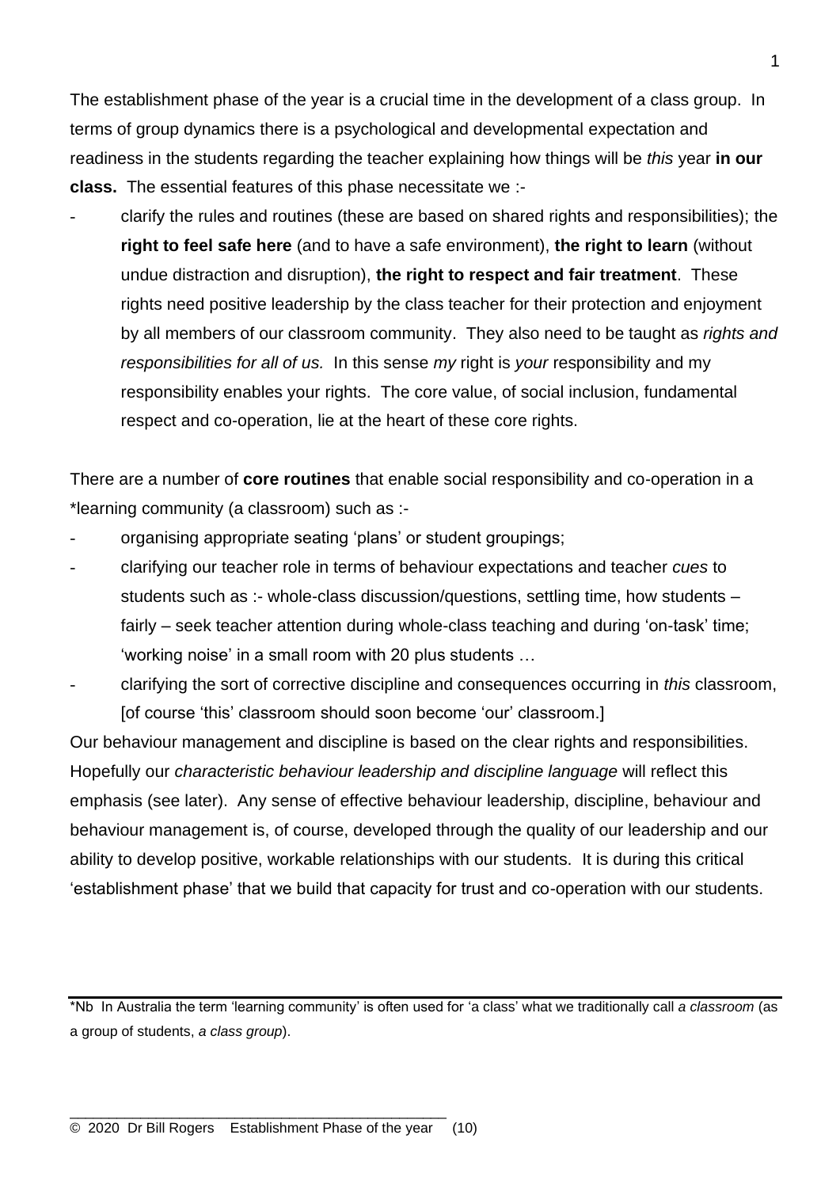The establishment phase of the year is a crucial time in the development of a class group. In terms of group dynamics there is a psychological and developmental expectation and readiness in the students regarding the teacher explaining how things will be *this* year **in our class.** The essential features of this phase necessitate we :-

- clarify the rules and routines (these are based on shared rights and responsibilities); the **right to feel safe here** (and to have a safe environment), **the right to learn** (without undue distraction and disruption), **the right to respect and fair treatment**. These rights need positive leadership by the class teacher for their protection and enjoyment by all members of our classroom community. They also need to be taught as *rights and responsibilities for all of us.* In this sense *my* right is *your* responsibility and my responsibility enables your rights. The core value, of social inclusion, fundamental respect and co-operation, lie at the heart of these core rights.

There are a number of **core routines** that enable social responsibility and co-operation in a *learning community (a classroom) such as :-

- organising appropriate seating 'plans' or student groupings;
- clarifying our teacher role in terms of behaviour expectations and teacher *cues* to students such as :- whole-class discussion/questions, settling time, how students – fairly – seek teacher attention during whole-class teaching and during 'on-task' time; 'working noise' in a small room with 20 plus students …
- clarifying the sort of corrective discipline and consequences occurring in *this* classroom, [of course 'this' classroom should soon become 'our' classroom.]

Our behaviour management and discipline is based on the clear rights and responsibilities. Hopefully our *characteristic behaviour leadership and discipline language* will reflect this emphasis (see later). Any sense of effective behaviour leadership, discipline, behaviour and behaviour management is, of course, developed through the quality of our leadership and our ability to develop positive, workable relationships with our students. It is during this critical 'establishment phase' that we build that capacity for trust and co-operation with our students.

---

*Nb In Australia the term 'learning community' is often used for 'a class' what we traditionally call *a classroom* (as a group of students, *a class group*).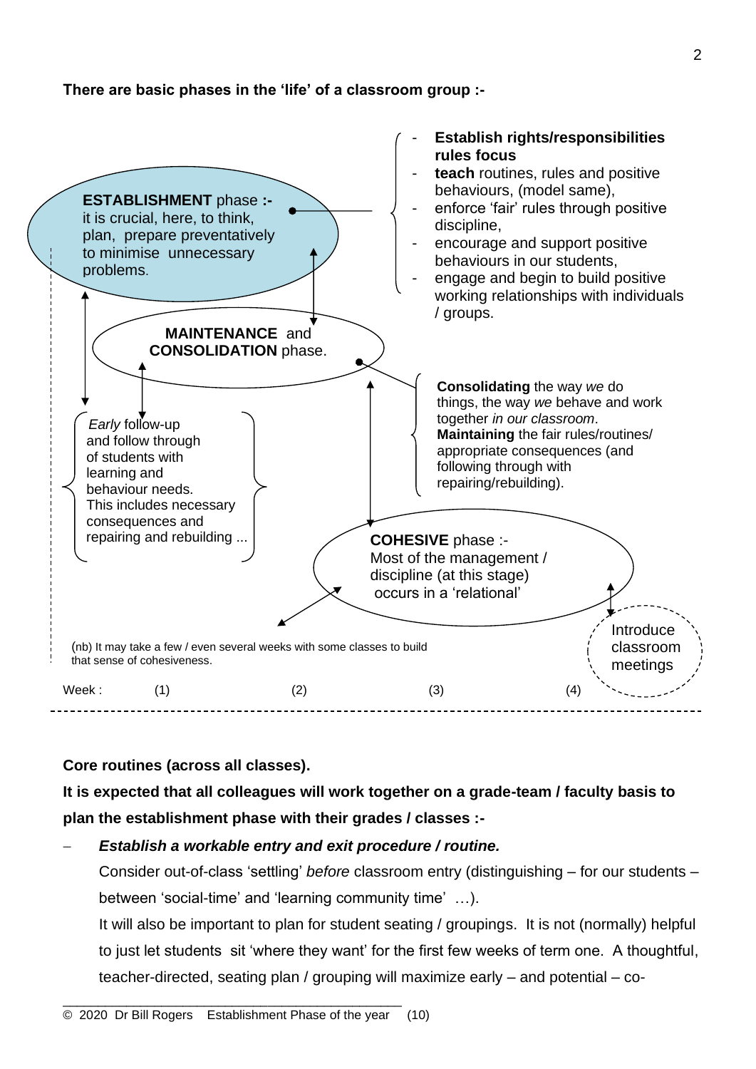**There are basic phases in the 'life' of a classroom group :-**

**ESTABLISHMENT** phase **:-** it is crucial, here, to think, plan, prepare preventatively to minimise unnecessary problems.

- **Establish rights/responsibilities rules focus**
- **teach** routines, rules and positive behaviours, (model same),
- enforce 'fair' rules through positive discipline,
- encourage and support positive behaviours in our students,
- engage and begin to build positive working relationships with individuals / groups.

**MAINTENANCE** and **CONSOLIDATION** phase.

**Consolidating** the way *we* do things, the way *we* behave and work together *in our classroom*. **Maintaining** the fair rules/routines/ appropriate consequences (and following through with repairing/rebuilding).

*Early* follow-up and follow through of students with learning and behaviour needs. This includes necessary consequences and repairing and rebuilding ...

**COHESIVE** phase :- Most of the management / discipline (at this stage) occurs in a 'relational'

Introduce classroom meetings

(nb) It may take a few / even several weeks with some classes to build that sense of cohesiveness.

Week : (1) (2) (3) (4)

**Core routines (across all classes).**

**It is expected that all colleagues will work together on a grade-team / faculty basis to plan the establishment phase with their grades / classes :-**

- ***Establish a workable entry and exit procedure / routine.***

  Consider out-of-class 'settling' *before* classroom entry (distinguishing – for our students – between 'social-time' and 'learning community time' …).

  It will also be important to plan for student seating / groupings. It is not (normally) helpful to just let students sit 'where they want' for the first few weeks of term one. A thoughtful, teacher-directed, seating plan / grouping will maximize early – and potential – co-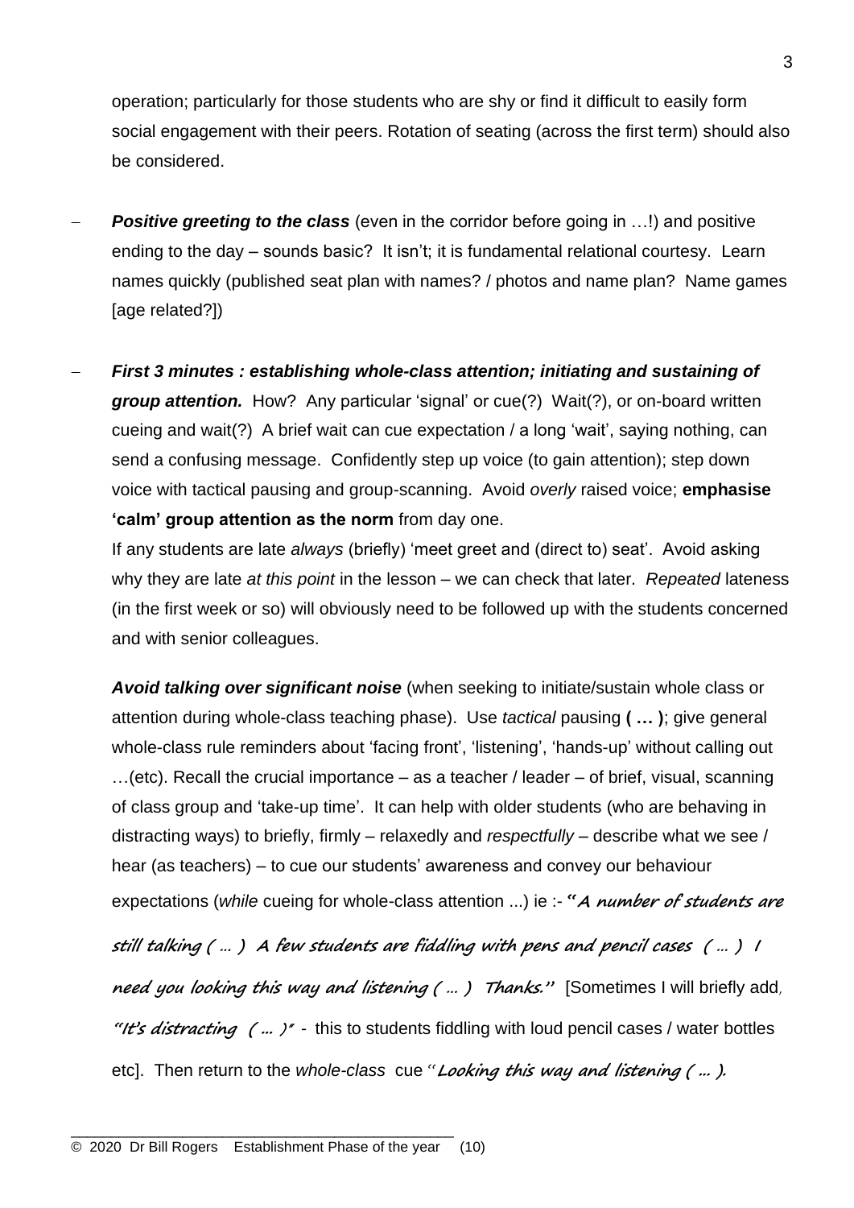operation; particularly for those students who are shy or find it difficult to easily form social engagement with their peers. Rotation of seating (across the first term) should also be considered.

- ***Positive greeting to the class*** (even in the corridor before going in …!) and positive ending to the day – sounds basic? It isn't; it is fundamental relational courtesy. Learn names quickly (published seat plan with names? / photos and name plan? Name games [age related?])

- ***First 3 minutes : establishing whole-class attention; initiating and sustaining of group attention.*** How? Any particular 'signal' or cue(?) Wait(?), or on-board written cueing and wait(?) A brief wait can cue expectation / a long 'wait', saying nothing, can send a confusing message. Confidently step up voice (to gain attention); step down voice with tactical pausing and group-scanning. Avoid *overly* raised voice; **emphasise 'calm' group attention as the norm** from day one.

  If any students are late *always* (briefly) 'meet greet and (direct to) seat'. Avoid asking why they are late *at this point* in the lesson – we can check that later. *Repeated* lateness (in the first week or so) will obviously need to be followed up with the students concerned and with senior colleagues.

  ***Avoid talking over significant noise*** (when seeking to initiate/sustain whole class or attention during whole-class teaching phase). Use *tactical* pausing **( … )**; give general whole-class rule reminders about 'facing front', 'listening', 'hands-up' without calling out …(etc). Recall the crucial importance – as a teacher / leader – of brief, visual, scanning of class group and 'take-up time'. It can help with older students (who are behaving in distracting ways) to briefly, firmly – relaxedly and *respectfully* – describe what we see / hear (as teachers) – to cue our students' awareness and convey our behaviour expectations (*while* cueing for whole-class attention ...) ie :- ***"A number of students are still talking ( … ) A few students are fiddling with pens and pencil cases ( … ) I need you looking this way and listening ( … ) Thanks."*** [Sometimes I will briefly add, ***"It's distracting ( … )"*** - this to students fiddling with loud pencil cases / water bottles etc]. Then return to the *whole-class* cue ***"Looking this way and listening ( … ).***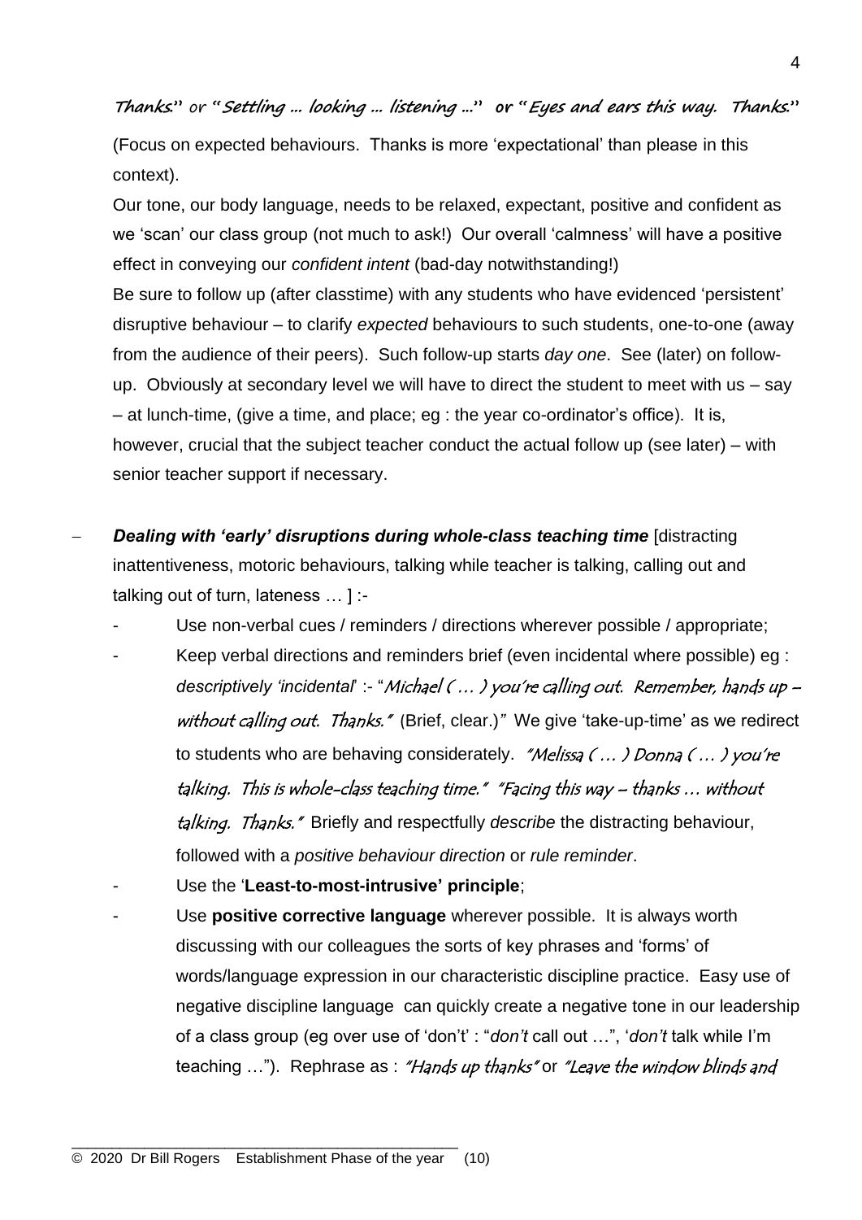*Thanks.*" or "*Settling … looking … listening …*" or "*Eyes and ears this way. Thanks.*"

(Focus on expected behaviours. Thanks is more 'expectational' than please in this context).

Our tone, our body language, needs to be relaxed, expectant, positive and confident as we 'scan' our class group (not much to ask!) Our overall 'calmness' will have a positive effect in conveying our *confident intent* (bad-day notwithstanding!)

Be sure to follow up (after classtime) with any students who have evidenced 'persistent' disruptive behaviour – to clarify *expected* behaviours to such students, one-to-one (away from the audience of their peers). Such follow-up starts *day one*. See (later) on follow-up. Obviously at secondary level we will have to direct the student to meet with us – say – at lunch-time, (give a time, and place; eg : the year co-ordinator's office). It is, however, crucial that the subject teacher conduct the actual follow up (see later) – with senior teacher support if necessary.

- ***Dealing with 'early' disruptions during whole-class teaching time*** [distracting inattentiveness, motoric behaviours, talking while teacher is talking, calling out and talking out of turn, lateness … ] :-
  - Use non-verbal cues / reminders / directions wherever possible / appropriate;
  - Keep verbal directions and reminders brief (even incidental where possible) eg : *descriptively 'incidental'* :- "*Michael ( … ) you're calling out. Remember, hands up – without calling out. Thanks.*" (Brief, clear.)" We give 'take-up-time' as we redirect to students who are behaving considerately. *"Melissa ( … ) Donna ( … ) you're talking. This is whole-class teaching time." "Facing this way – thanks … without talking. Thanks."* Briefly and respectfully *describe* the distracting behaviour, followed with a *positive behaviour direction* or *rule reminder*.
  - Use the '**Least-to-most-intrusive' principle**;
  - Use **positive corrective language** wherever possible. It is always worth discussing with our colleagues the sorts of key phrases and 'forms' of words/language expression in our characteristic discipline practice. Easy use of negative discipline language can quickly create a negative tone in our leadership of a class group (eg over use of 'don't' : "*don't* call out …", '*don't* talk while I'm teaching …"). Rephrase as : *"Hands up thanks"* or *"Leave the window blinds and*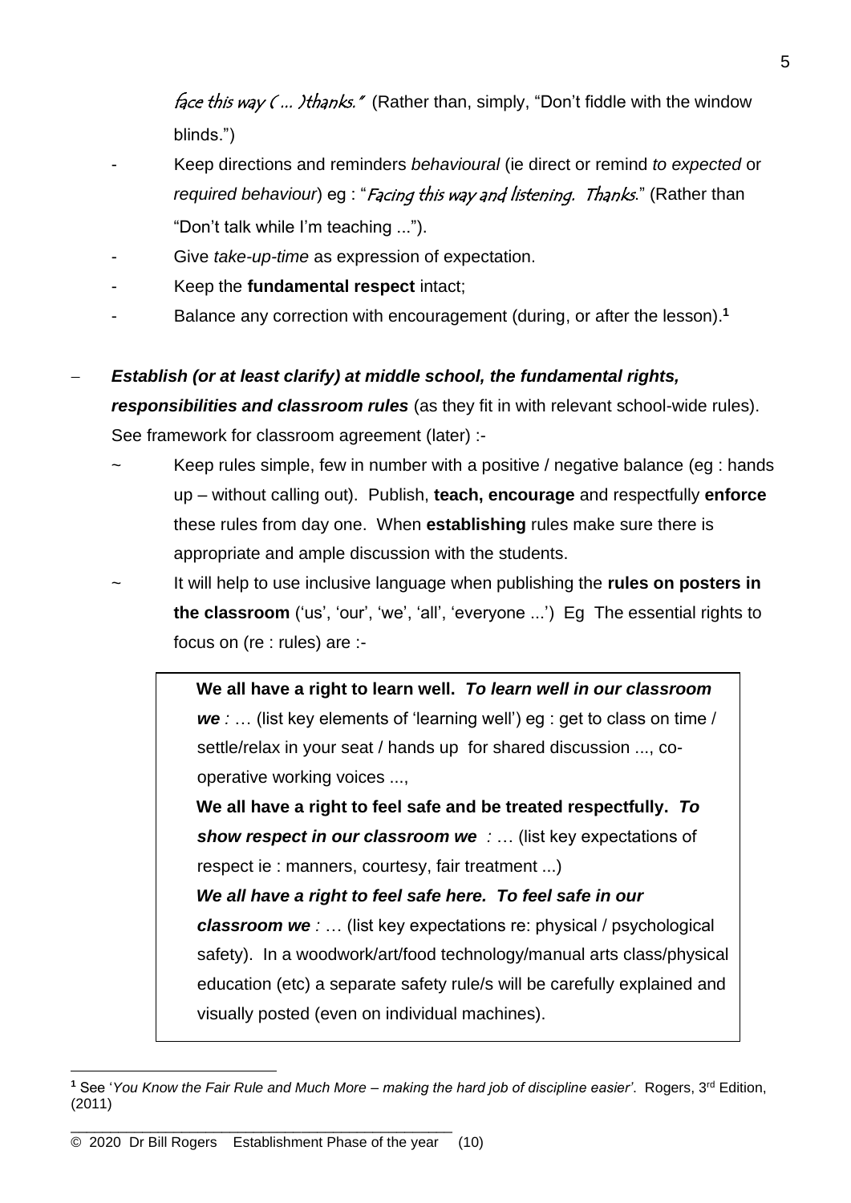*face this way ( ... )thanks."* (Rather than, simply, "Don't fiddle with the window blinds.")

- Keep directions and reminders *behavioural* (ie direct or remind *to expected* or *required behaviour*) eg : "*Facing this way and listening. Thanks*." (Rather than "Don't talk while I'm teaching ...").
- Give *take-up-time* as expression of expectation.
- Keep the **fundamental respect** intact;
- Balance any correction with encouragement (during, or after the lesson).[1]

– ***Establish (or at least clarify) at middle school, the fundamental rights, responsibilities and classroom rules*** (as they fit in with relevant school-wide rules). See framework for classroom agreement (later) :-

  ~ Keep rules simple, few in number with a positive / negative balance (eg : hands up – without calling out). Publish, **teach, encourage** and respectfully **enforce** these rules from day one. When **establishing** rules make sure there is appropriate and ample discussion with the students.

  ~ It will help to use inclusive language when publishing the **rules on posters in the classroom** ('us', 'our', 'we', 'all', 'everyone ...') Eg The essential rights to focus on (re : rules) are :-

> **We all have a right to learn well.** ***To learn well in our classroom we :*** … (list key elements of 'learning well') eg : get to class on time / settle/relax in your seat / hands up for shared discussion ..., co-operative working voices ...,
>
> **We all have a right to feel safe and be treated respectfully.** ***To show respect in our classroom we :*** … (list key expectations of respect ie : manners, courtesy, fair treatment ...)
>
> ***We all have a right to feel safe here. To feel safe in our classroom we :*** … (list key expectations re: physical / psychological safety). In a woodwork/art/food technology/manual arts class/physical education (etc) a separate safety rule/s will be carefully explained and visually posted (even on individual machines).

---

[1] See '*You Know the Fair Rule and Much More – making the hard job of discipline easier'*. Rogers, 3rd Edition, (2011)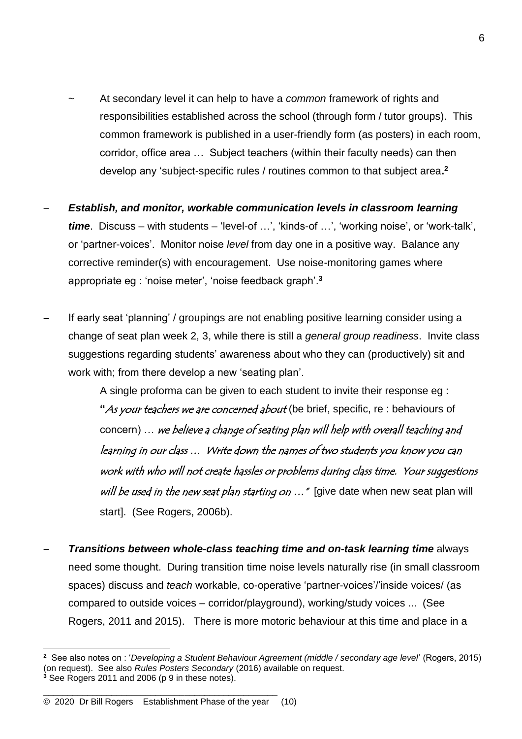~ At secondary level it can help to have a *common* framework of rights and responsibilities established across the school (through form / tutor groups). This common framework is published in a user-friendly form (as posters) in each room, corridor, office area … Subject teachers (within their faculty needs) can then develop any 'subject-specific rules / routines common to that subject area.[2]

- ***Establish, and monitor, workable communication levels in classroom learning time***. Discuss – with students – 'level-of …', 'kinds-of …', 'working noise', or 'work-talk', or 'partner-voices'. Monitor noise *level* from day one in a positive way. Balance any corrective reminder(s) with encouragement. Use noise-monitoring games where appropriate eg : 'noise meter', 'noise feedback graph'.[3]

- If early seat 'planning' / groupings are not enabling positive learning consider using a change of seat plan week 2, 3, while there is still a *general group readiness*. Invite class suggestions regarding students' awareness about who they can (productively) sit and work with; from there develop a new 'seating plan'.

  A single proforma can be given to each student to invite their response eg : "*As your teachers we are concerned about* (be brief, specific, re : behaviours of concern) … *we believe a change of seating plan will help with overall teaching and learning in our class … Write down the names of two students you know you can work with who will not create hassles or problems during class time. Your suggestions will be used in the new seat plan starting on …"* [give date when new seat plan will start]. (See Rogers, 2006b).

- ***Transitions between whole-class teaching time and on-task learning time*** always need some thought. During transition time noise levels naturally rise (in small classroom spaces) discuss and *teach* workable, co-operative 'partner-voices'/'inside voices/ (as compared to outside voices – corridor/playground), working/study voices ... (See Rogers, 2011 and 2015). There is more motoric behaviour at this time and place in a

---

[2] See also notes on : '*Developing a Student Behaviour Agreement (middle / secondary age level*' (Rogers, 2015) (on request). See also *Rules Posters Secondary* (2016) available on request.

[3] See Rogers 2011 and 2006 (p 9 in these notes).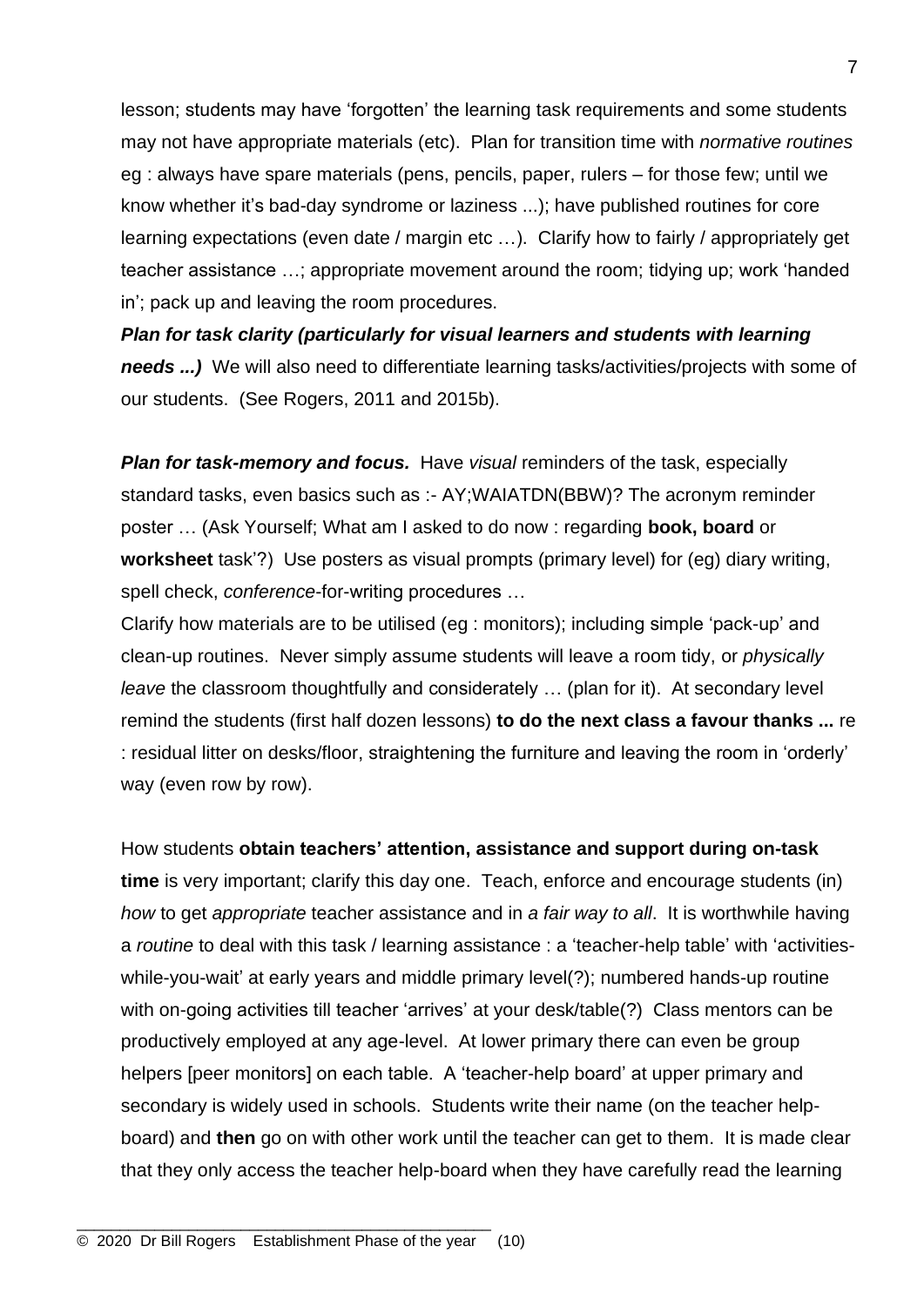lesson; students may have 'forgotten' the learning task requirements and some students may not have appropriate materials (etc). Plan for transition time with *normative routines* eg : always have spare materials (pens, pencils, paper, rulers – for those few; until we know whether it's bad-day syndrome or laziness ...); have published routines for core learning expectations (even date / margin etc …). Clarify how to fairly / appropriately get teacher assistance …; appropriate movement around the room; tidying up; work 'handed in'; pack up and leaving the room procedures.

***Plan for task clarity (particularly for visual learners and students with learning needs ...)*** We will also need to differentiate learning tasks/activities/projects with some of our students. (See Rogers, 2011 and 2015b).

***Plan for task-memory and focus.*** Have *visual* reminders of the task, especially standard tasks, even basics such as :- AY;WAIATDN(BBW)? The acronym reminder poster … (Ask Yourself; What am I asked to do now : regarding **book, board** or **worksheet** task'?) Use posters as visual prompts (primary level) for (eg) diary writing, spell check, *conference*-for-writing procedures …

Clarify how materials are to be utilised (eg : monitors); including simple 'pack-up' and clean-up routines. Never simply assume students will leave a room tidy, or *physically leave* the classroom thoughtfully and considerately … (plan for it). At secondary level remind the students (first half dozen lessons) **to do the next class a favour thanks ...** re : residual litter on desks/floor, straightening the furniture and leaving the room in 'orderly' way (even row by row).

How students **obtain teachers' attention, assistance and support during on-task time** is very important; clarify this day one. Teach, enforce and encourage students (in) *how* to get *appropriate* teacher assistance and in *a fair way to all*. It is worthwhile having a *routine* to deal with this task / learning assistance : a 'teacher-help table' with 'activities-while-you-wait' at early years and middle primary level(?); numbered hands-up routine with on-going activities till teacher 'arrives' at your desk/table(?) Class mentors can be productively employed at any age-level. At lower primary there can even be group helpers [peer monitors] on each table. A 'teacher-help board' at upper primary and secondary is widely used in schools. Students write their name (on the teacher help-board) and **then** go on with other work until the teacher can get to them. It is made clear that they only access the teacher help-board when they have carefully read the learning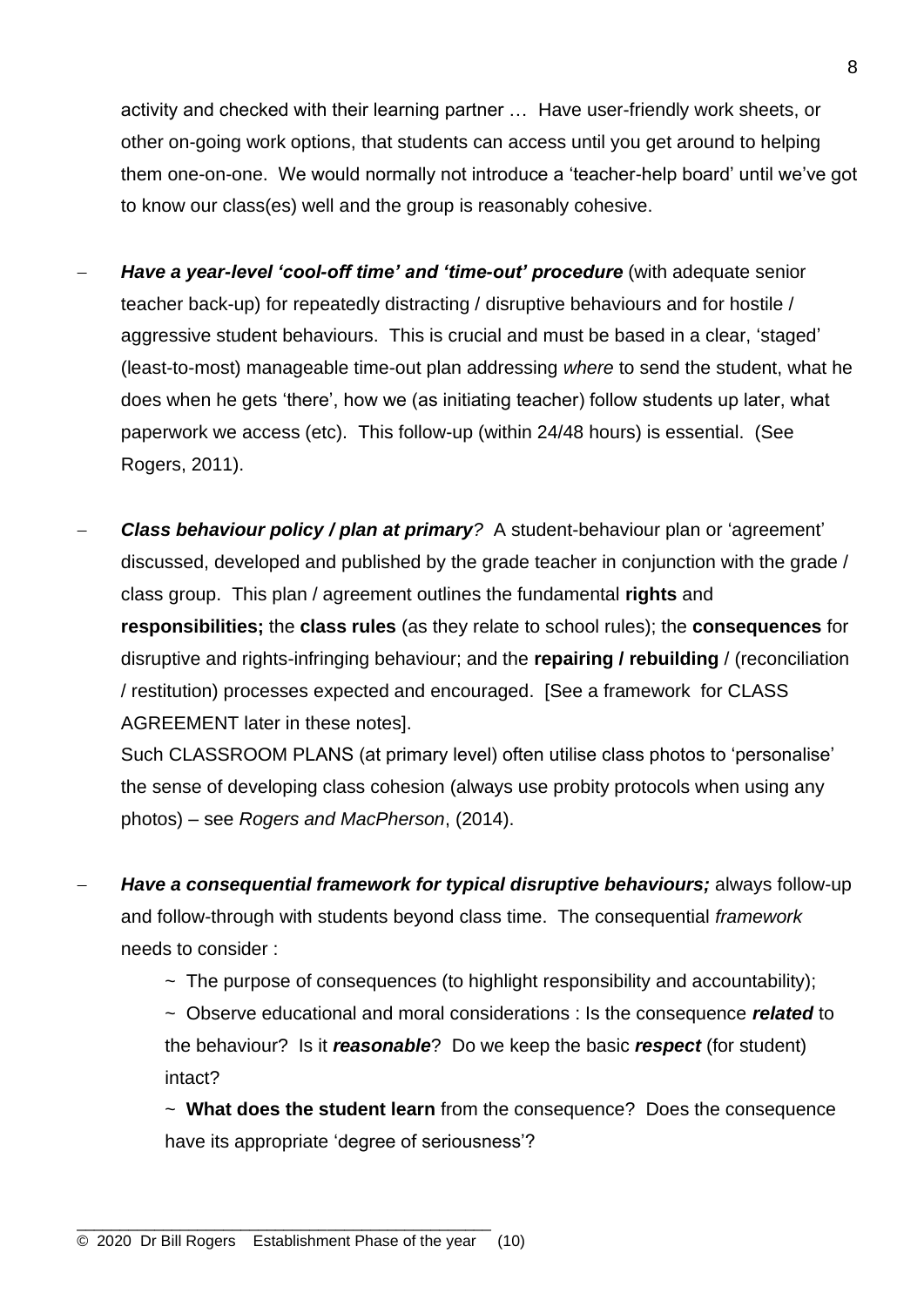activity and checked with their learning partner … Have user-friendly work sheets, or other on-going work options, that students can access until you get around to helping them one-on-one. We would normally not introduce a 'teacher-help board' until we've got to know our class(es) well and the group is reasonably cohesive.

- ***Have a year-level 'cool-off time' and 'time-out' procedure*** (with adequate senior teacher back-up) for repeatedly distracting / disruptive behaviours and for hostile / aggressive student behaviours. This is crucial and must be based in a clear, 'staged' (least-to-most) manageable time-out plan addressing *where* to send the student, what he does when he gets 'there', how we (as initiating teacher) follow students up later, what paperwork we access (etc). This follow-up (within 24/48 hours) is essential. (See Rogers, 2011).

- ***Class behaviour policy / plan at primary****?* A student-behaviour plan or 'agreement' discussed, developed and published by the grade teacher in conjunction with the grade / class group. This plan / agreement outlines the fundamental **rights** and **responsibilities;** the **class rules** (as they relate to school rules); the **consequences** for disruptive and rights-infringing behaviour; and the **repairing / rebuilding** / (reconciliation / restitution) processes expected and encouraged. [See a framework for CLASS AGREEMENT later in these notes].
  Such CLASSROOM PLANS (at primary level) often utilise class photos to 'personalise' the sense of developing class cohesion (always use probity protocols when using any photos) – see *Rogers and MacPherson*, (2014).

- ***Have a consequential framework for typical disruptive behaviours;*** always follow-up and follow-through with students beyond class time. The consequential *framework* needs to consider :

  ~ The purpose of consequences (to highlight responsibility and accountability);

  ~ Observe educational and moral considerations : Is the consequence ***related*** to the behaviour? Is it ***reasonable***? Do we keep the basic ***respect*** (for student) intact?

  ~ **What does the student learn** from the consequence? Does the consequence have its appropriate 'degree of seriousness'?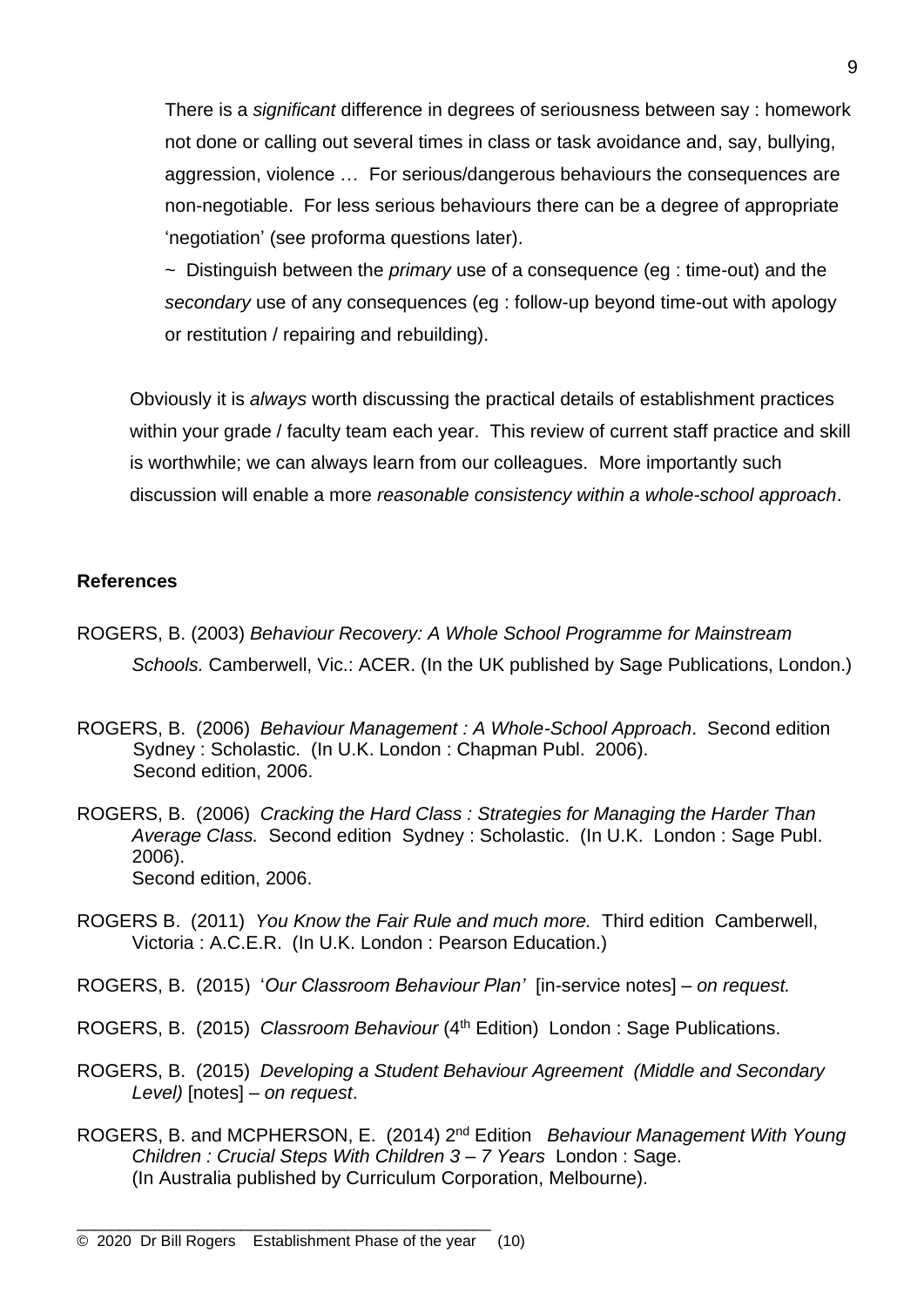There is a *significant* difference in degrees of seriousness between say : homework not done or calling out several times in class or task avoidance and, say, bullying, aggression, violence … For serious/dangerous behaviours the consequences are non-negotiable. For less serious behaviours there can be a degree of appropriate 'negotiation' (see proforma questions later).

~ Distinguish between the *primary* use of a consequence (eg : time-out) and the *secondary* use of any consequences (eg : follow-up beyond time-out with apology or restitution / repairing and rebuilding).

Obviously it is *always* worth discussing the practical details of establishment practices within your grade / faculty team each year. This review of current staff practice and skill is worthwhile; we can always learn from our colleagues. More importantly such discussion will enable a more *reasonable consistency within a whole-school approach*.

**References**

ROGERS, B. (2003) *Behaviour Recovery: A Whole School Programme for Mainstream Schools.* Camberwell, Vic.: ACER. (In the UK published by Sage Publications, London.)

ROGERS, B. (2006) *Behaviour Management : A Whole-School Approach*. Second edition Sydney : Scholastic. (In U.K. London : Chapman Publ. 2006). Second edition, 2006.

ROGERS, B. (2006) *Cracking the Hard Class : Strategies for Managing the Harder Than Average Class.* Second edition Sydney : Scholastic. (In U.K. London : Sage Publ. 2006). Second edition, 2006.

ROGERS B. (2011) *You Know the Fair Rule and much more.* Third edition Camberwell, Victoria : A.C.E.R. (In U.K. London : Pearson Education.)

ROGERS, B. (2015) '*Our Classroom Behaviour Plan'* [in-service notes] – *on request.*

ROGERS, B. (2015) *Classroom Behaviour* (4th Edition) London : Sage Publications.

ROGERS, B. (2015) *Developing a Student Behaviour Agreement (Middle and Secondary Level)* [notes] – *on request*.

ROGERS, B. and MCPHERSON, E. (2014) 2nd Edition *Behaviour Management With Young Children : Crucial Steps With Children 3 – 7 Years* London : Sage. (In Australia published by Curriculum Corporation, Melbourne).

© 2020 Dr Bill Rogers Establishment Phase of the year (10)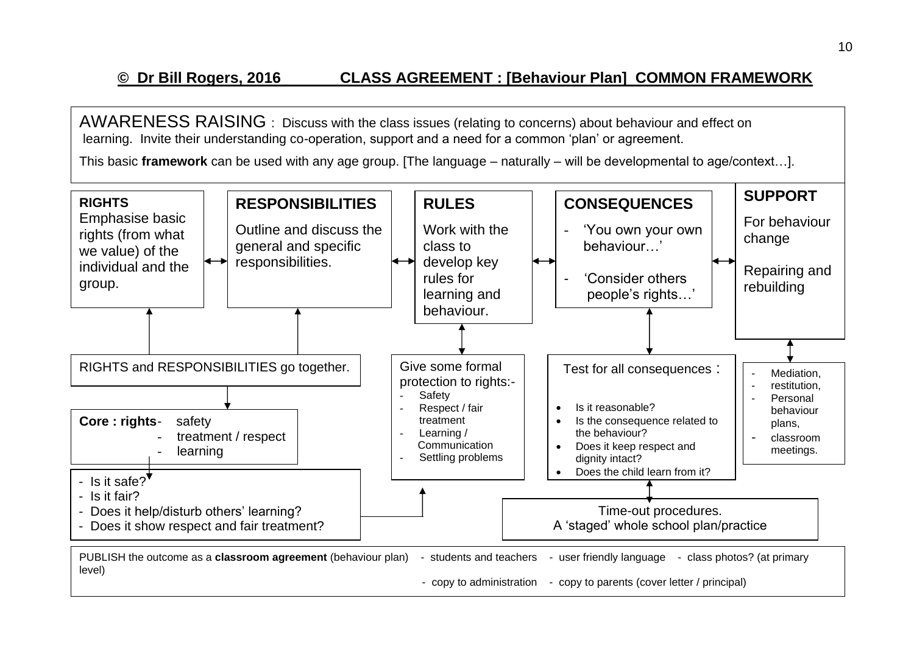## © Dr Bill Rogers, 2016 CLASS AGREEMENT : [Behaviour Plan] COMMON FRAMEWORK

AWARENESS RAISING : Discuss with the class issues (relating to concerns) about behaviour and effect on learning. Invite their understanding co-operation, support and a need for a common 'plan' or agreement.

This basic **framework** can be used with any age group. [The language – naturally – will be developmental to age/context…].

**RIGHTS**
Emphasise basic rights (from what we value) of the individual and the group.

↔

**RESPONSIBILITIES**
Outline and discuss the general and specific responsibilities.

↔

**RULES**
Work with the class to develop key rules for learning and behaviour.

↔

**CONSEQUENCES**
- 'You own your own behaviour…'
- 'Consider others people's rights…'

↔

**SUPPORT**
For behaviour change

Repairing and rebuilding

---

RIGHTS and RESPONSIBILITIES go together.

**Core : rights**
- safety
- treatment / respect
- learning

- Is it safe?
- Is it fair?
- Does it help/disturb others' learning?
- Does it show respect and fair treatment?

Give some formal protection to rights:-
- Safety
- Respect / fair treatment
- Learning / Communication
- Settling problems

Test for all consequences :
- Is it reasonable?
- Is the consequence related to the behaviour?
- Does it keep respect and dignity intact?
- Does the child learn from it?

Time-out procedures.
A 'staged' whole school plan/practice

- Mediation,
- restitution,
- Personal behaviour plans,
- classroom meetings.

---

PUBLISH the outcome as a **classroom agreement** (behaviour plan) - students and teachers - user friendly language - class photos? (at primary level)
- copy to administration - copy to parents (cover letter / principal)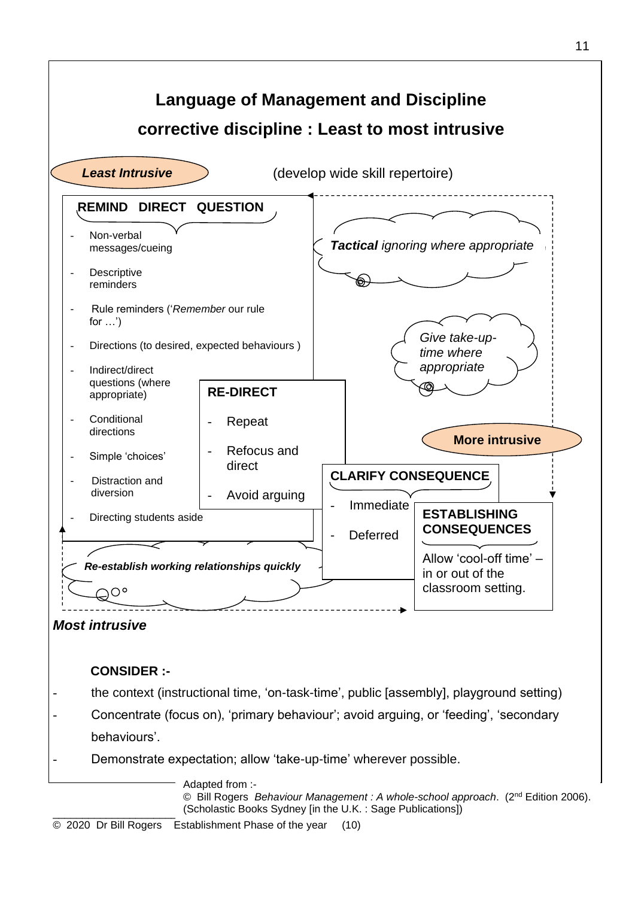# Language of Management and Discipline

## corrective discipline : Least to most intrusive

***Least Intrusive*** (develop wide skill repertoire)

**REMIND DIRECT QUESTION**

- Non-verbal messages/cueing
- Descriptive reminders
- Rule reminders ('*Remember* our rule for …')
- Directions (to desired, expected behaviours )
- Indirect/direct questions (where appropriate)
- Conditional directions
- Simple 'choices'
- Distraction and diversion
- Directing students aside

***Tactical** ignoring where appropriate*

*Give take-up-time where appropriate*

**RE-DIRECT**

- Repeat
- Refocus and direct
- Avoid arguing

**More intrusive**

**CLARIFY CONSEQUENCE**

- Immediate
- Deferred

**ESTABLISHING CONSEQUENCES**

Allow 'cool-off time' – in or out of the classroom setting.

***Re-establish working relationships quickly***

***Most intrusive***

**CONSIDER :-**

- the context (instructional time, 'on-task-time', public [assembly], playground setting)
- Concentrate (focus on), 'primary behaviour'; avoid arguing, or 'feeding', 'secondary behaviours'.
- Demonstrate expectation; allow 'take-up-time' wherever possible.

Adapted from :-
© Bill Rogers *Behaviour Management : A whole-school approach*. (2nd Edition 2006). (Scholastic Books Sydney [in the U.K. : Sage Publications])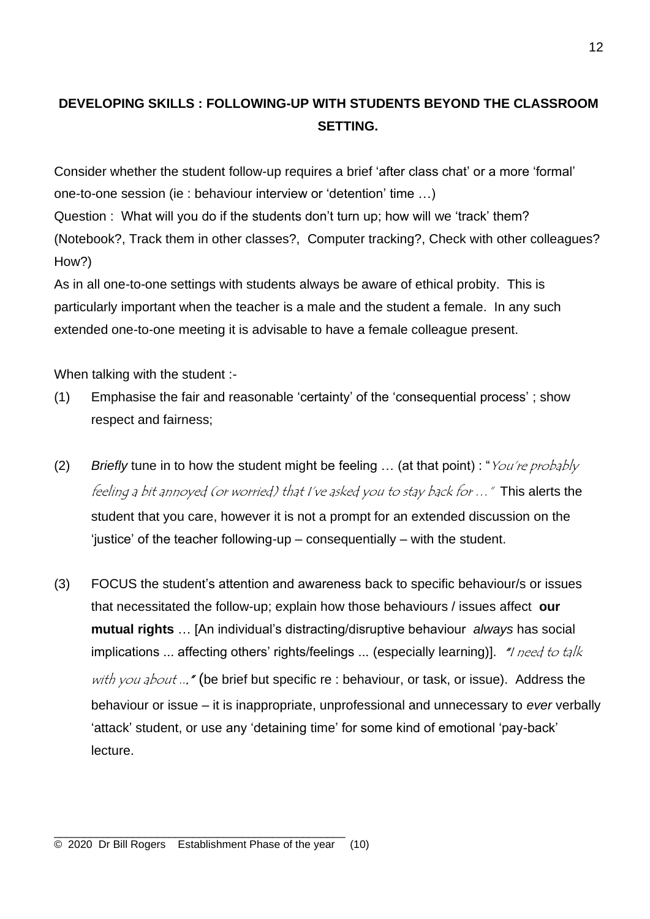## DEVELOPING SKILLS : FOLLOWING-UP WITH STUDENTS BEYOND THE CLASSROOM SETTING.

Consider whether the student follow-up requires a brief 'after class chat' or a more 'formal' one-to-one session (ie : behaviour interview or 'detention' time …)

Question : What will you do if the students don't turn up; how will we 'track' them? (Notebook?, Track them in other classes?, Computer tracking?, Check with other colleagues? How?)

As in all one-to-one settings with students always be aware of ethical probity. This is particularly important when the teacher is a male and the student a female. In any such extended one-to-one meeting it is advisable to have a female colleague present.

When talking with the student :-

(1) Emphasise the fair and reasonable 'certainty' of the 'consequential process' ; show respect and fairness;

(2) *Briefly* tune in to how the student might be feeling … (at that point) : "*You're probably feeling a bit annoyed (or worried) that I've asked you to stay back for …*" This alerts the student that you care, however it is not a prompt for an extended discussion on the 'justice' of the teacher following-up – consequentially – with the student.

(3) FOCUS the student's attention and awareness back to specific behaviour/s or issues that necessitated the follow-up; explain how those behaviours / issues affect **our mutual rights** … [An individual's distracting/disruptive behaviour *always* has social implications ... affecting others' rights/feelings ... (especially learning)]. "*I need to talk with you about ...*" (be brief but specific re : behaviour, or task, or issue). Address the behaviour or issue – it is inappropriate, unprofessional and unnecessary to *ever* verbally 'attack' student, or use any 'detaining time' for some kind of emotional 'pay-back' lecture.

© 2020 Dr Bill Rogers Establishment Phase of the year (10)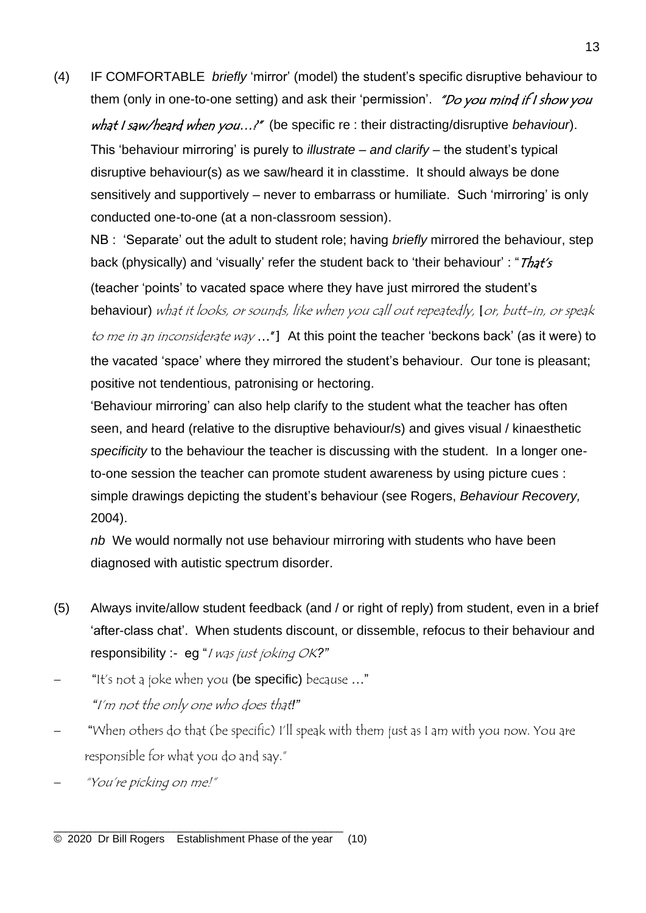(4) IF COMFORTABLE *briefly* 'mirror' (model) the student's specific disruptive behaviour to them (only in one-to-one setting) and ask their 'permission'. *"Do you mind if I show you what I saw/heard when you…?"* (be specific re : their distracting/disruptive *behaviour*). This 'behaviour mirroring' is purely to *illustrate – and clarify* – the student's typical disruptive behaviour(s) as we saw/heard it in classtime. It should always be done sensitively and supportively – never to embarrass or humiliate. Such 'mirroring' is only conducted one-to-one (at a non-classroom session).

NB : 'Separate' out the adult to student role; having *briefly* mirrored the behaviour, step back (physically) and 'visually' refer the student back to 'their behaviour' : "*That's* (teacher 'points' to vacated space where they have just mirrored the student's behaviour) *what it looks, or sounds, like when you call out repeatedly,* [*or, butt-in, or speak to me in an inconsiderate way* …"] At this point the teacher 'beckons back' (as it were) to the vacated 'space' where they mirrored the student's behaviour. Our tone is pleasant; positive not tendentious, patronising or hectoring.

'Behaviour mirroring' can also help clarify to the student what the teacher has often seen, and heard (relative to the disruptive behaviour/s) and gives visual / kinaesthetic *specificity* to the behaviour the teacher is discussing with the student. In a longer one-to-one session the teacher can promote student awareness by using picture cues : simple drawings depicting the student's behaviour (see Rogers, *Behaviour Recovery,* 2004).

*nb* We would normally not use behaviour mirroring with students who have been diagnosed with autistic spectrum disorder.

(5) Always invite/allow student feedback (and / or right of reply) from student, even in a brief 'after-class chat'. When students discount, or dissemble, refocus to their behaviour and responsibility :- eg "*I was just joking OK?"*

– "It's not a joke when you (be specific) because …"

*"I'm not the only one who does that!"*

– "When others do that (be specific) I'll speak with them just as I am with you now. You are responsible for what you do and say."

– *"You're picking on me!"*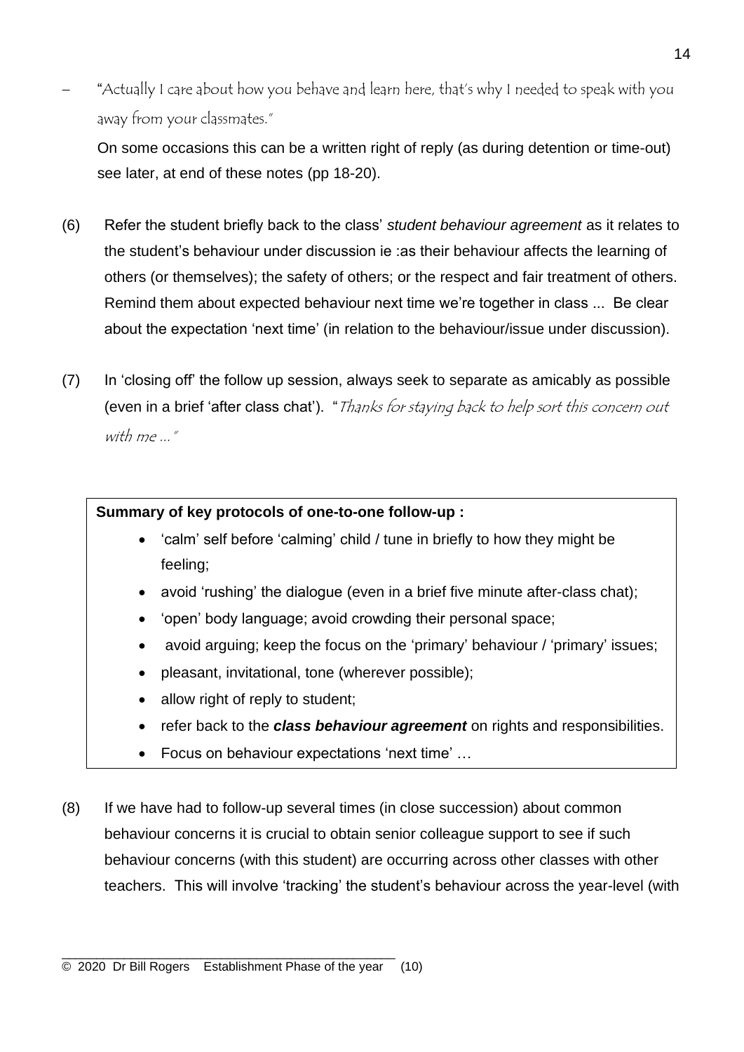– "Actually I care about how you behave and learn here, that's why I needed to speak with you away from your classmates."

  On some occasions this can be a written right of reply (as during detention or time-out) see later, at end of these notes (pp 18-20).

(6) Refer the student briefly back to the class' *student behaviour agreement* as it relates to the student's behaviour under discussion ie :as their behaviour affects the learning of others (or themselves); the safety of others; or the respect and fair treatment of others. Remind them about expected behaviour next time we're together in class ... Be clear about the expectation 'next time' (in relation to the behaviour/issue under discussion).

(7) In 'closing off' the follow up session, always seek to separate as amicably as possible (even in a brief 'after class chat'). "*Thanks for staying back to help sort this concern out with me ...*"

**Summary of key protocols of one-to-one follow-up :**

- 'calm' self before 'calming' child / tune in briefly to how they might be feeling;
- avoid 'rushing' the dialogue (even in a brief five minute after-class chat);
- 'open' body language; avoid crowding their personal space;
- avoid arguing; keep the focus on the 'primary' behaviour / 'primary' issues;
- pleasant, invitational, tone (wherever possible);
- allow right of reply to student;
- refer back to the ***class behaviour agreement*** on rights and responsibilities.
- Focus on behaviour expectations 'next time' …

(8) If we have had to follow-up several times (in close succession) about common behaviour concerns it is crucial to obtain senior colleague support to see if such behaviour concerns (with this student) are occurring across other classes with other teachers. This will involve 'tracking' the student's behaviour across the year-level (with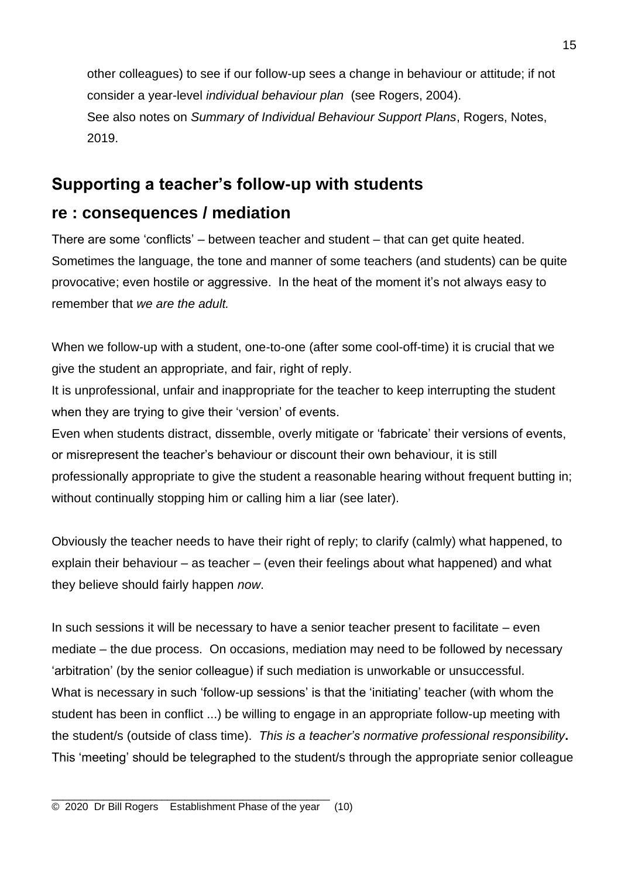other colleagues) to see if our follow-up sees a change in behaviour or attitude; if not consider a year-level *individual behaviour plan* (see Rogers, 2004).
See also notes on *Summary of Individual Behaviour Support Plans*, Rogers, Notes, 2019.

## Supporting a teacher's follow-up with students re : consequences / mediation

There are some 'conflicts' – between teacher and student – that can get quite heated. Sometimes the language, the tone and manner of some teachers (and students) can be quite provocative; even hostile or aggressive. In the heat of the moment it's not always easy to remember that *we are the adult.*

When we follow-up with a student, one-to-one (after some cool-off-time) it is crucial that we give the student an appropriate, and fair, right of reply.
It is unprofessional, unfair and inappropriate for the teacher to keep interrupting the student when they are trying to give their 'version' of events.
Even when students distract, dissemble, overly mitigate or 'fabricate' their versions of events, or misrepresent the teacher's behaviour or discount their own behaviour, it is still professionally appropriate to give the student a reasonable hearing without frequent butting in; without continually stopping him or calling him a liar (see later).

Obviously the teacher needs to have their right of reply; to clarify (calmly) what happened, to explain their behaviour – as teacher – (even their feelings about what happened) and what they believe should fairly happen *now*.

In such sessions it will be necessary to have a senior teacher present to facilitate – even mediate – the due process. On occasions, mediation may need to be followed by necessary 'arbitration' (by the senior colleague) if such mediation is unworkable or unsuccessful.
What is necessary in such 'follow-up sessions' is that the 'initiating' teacher (with whom the student has been in conflict ...) be willing to engage in an appropriate follow-up meeting with the student/s (outside of class time). ***This is a teacher's normative professional responsibility*.**
This 'meeting' should be telegraphed to the student/s through the appropriate senior colleague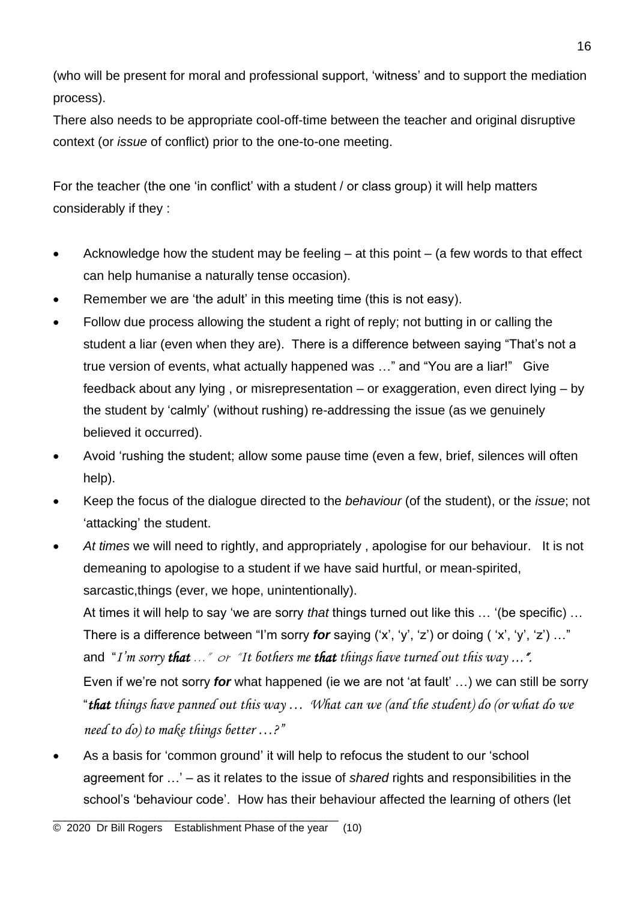(who will be present for moral and professional support, 'witness' and to support the mediation process).

There also needs to be appropriate cool-off-time between the teacher and original disruptive context (or *issue* of conflict) prior to the one-to-one meeting.

For the teacher (the one 'in conflict' with a student / or class group) it will help matters considerably if they :

- Acknowledge how the student may be feeling – at this point – (a few words to that effect can help humanise a naturally tense occasion).
- Remember we are 'the adult' in this meeting time (this is not easy).
- Follow due process allowing the student a right of reply; not butting in or calling the student a liar (even when they are). There is a difference between saying "That's not a true version of events, what actually happened was …" and "You are a liar!" Give feedback about any lying , or misrepresentation – or exaggeration, even direct lying – by the student by 'calmly' (without rushing) re-addressing the issue (as we genuinely believed it occurred).
- Avoid 'rushing the student; allow some pause time (even a few, brief, silences will often help).
- Keep the focus of the dialogue directed to the *behaviour* (of the student), or the *issue*; not 'attacking' the student.
- *At times* we will need to rightly, and appropriately , apologise for our behaviour. It is not demeaning to apologise to a student if we have said hurtful, or mean-spirited, sarcastic,things (ever, we hope, unintentionally).

  At times it will help to say 'we are sorry *that* things turned out like this … '(be specific) … There is a difference between "I'm sorry ***for*** saying ('x', 'y', 'z') or doing ( 'x', 'y', 'z') …" and "*I'm sorry **that** …" or "It bothers me **that** things have turned out this way …".*

  Even if we're not sorry ***for*** what happened (ie we are not 'at fault' …) we can still be sorry "***that** things have panned out this way … What can we (and the student) do (or what do we need to do) to make things better …?*"
- As a basis for 'common ground' it will help to refocus the student to our 'school agreement for …' – as it relates to the issue of *shared* rights and responsibilities in the school's 'behaviour code'. How has their behaviour affected the learning of others (let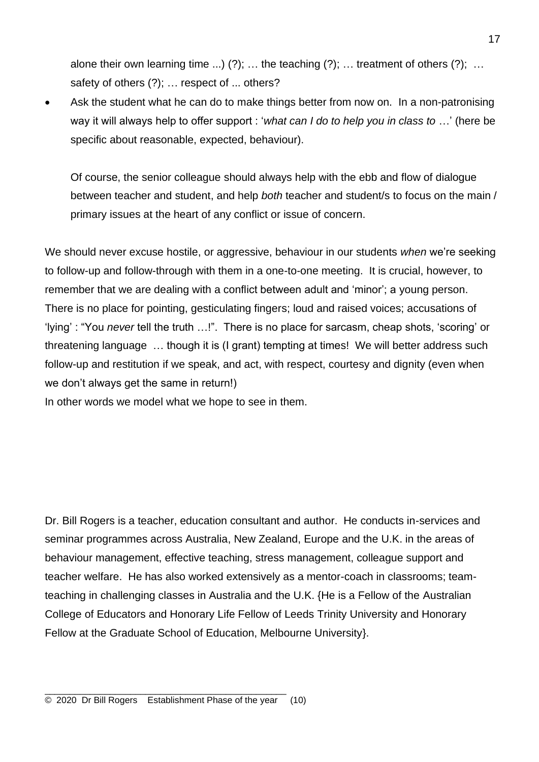alone their own learning time ...) (?); … the teaching (?); … treatment of others (?); … safety of others (?); … respect of ... others?

- Ask the student what he can do to make things better from now on. In a non-patronising way it will always help to offer support : '*what can I do to help you in class to* …' (here be specific about reasonable, expected, behaviour).

  Of course, the senior colleague should always help with the ebb and flow of dialogue between teacher and student, and help *both* teacher and student/s to focus on the main / primary issues at the heart of any conflict or issue of concern.

We should never excuse hostile, or aggressive, behaviour in our students *when* we're seeking to follow-up and follow-through with them in a one-to-one meeting. It is crucial, however, to remember that we are dealing with a conflict between adult and 'minor'; a young person. There is no place for pointing, gesticulating fingers; loud and raised voices; accusations of 'lying' : "You *never* tell the truth …!". There is no place for sarcasm, cheap shots, 'scoring' or threatening language … though it is (I grant) tempting at times! We will better address such follow-up and restitution if we speak, and act, with respect, courtesy and dignity (even when we don't always get the same in return!)
In other words we model what we hope to see in them.

Dr. Bill Rogers is a teacher, education consultant and author. He conducts in-services and seminar programmes across Australia, New Zealand, Europe and the U.K. in the areas of behaviour management, effective teaching, stress management, colleague support and teacher welfare. He has also worked extensively as a mentor-coach in classrooms; team-teaching in challenging classes in Australia and the U.K. {He is a Fellow of the Australian College of Educators and Honorary Life Fellow of Leeds Trinity University and Honorary Fellow at the Graduate School of Education, Melbourne University}.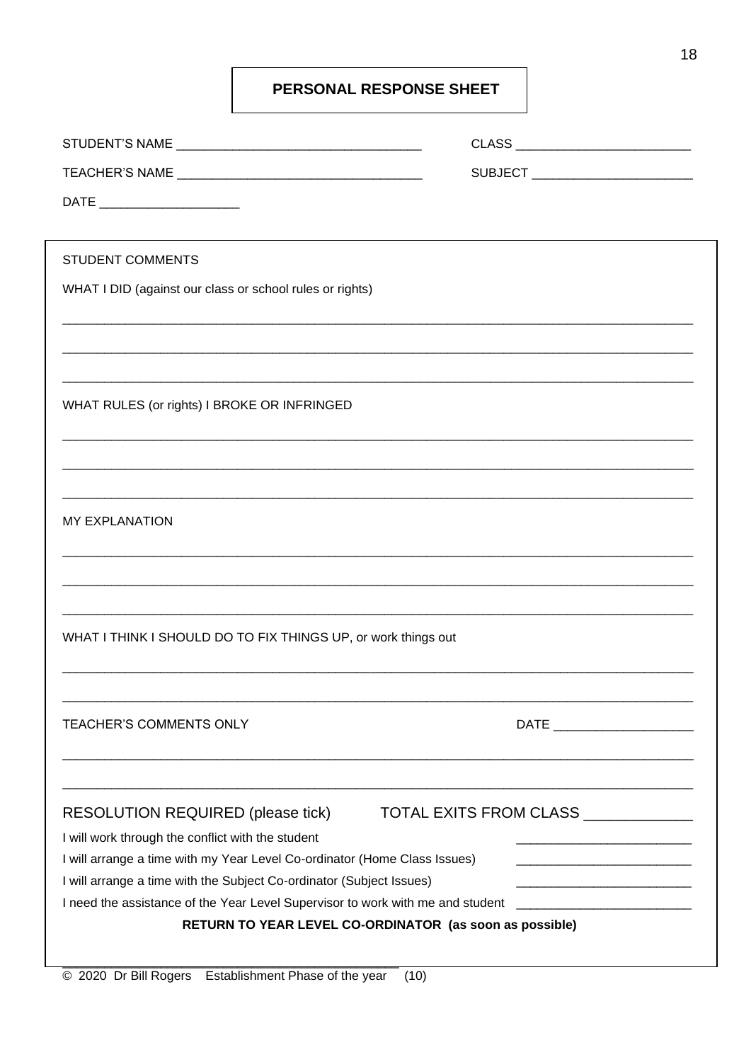# PERSONAL RESPONSE SHEET

STUDENT'S NAME ________________________________ CLASS ________________________

TEACHER'S NAME ________________________________ SUBJECT ______________________

DATE ____________________

STUDENT COMMENTS

WHAT I DID (against our class or school rules or rights)

______________________________________________________________________________

______________________________________________________________________________

______________________________________________________________________________

WHAT RULES (or rights) I BROKE OR INFRINGED

______________________________________________________________________________

______________________________________________________________________________

______________________________________________________________________________

MY EXPLANATION

______________________________________________________________________________

______________________________________________________________________________

______________________________________________________________________________

WHAT I THINK I SHOULD DO TO FIX THINGS UP, or work things out

______________________________________________________________________________

______________________________________________________________________________

TEACHER'S COMMENTS ONLY DATE ____________________

______________________________________________________________________________

______________________________________________________________________________

RESOLUTION REQUIRED (please tick) TOTAL EXITS FROM CLASS ____________

I will work through the conflict with the student ________________________

I will arrange a time with my Year Level Co-ordinator (Home Class Issues) ________________________

I will arrange a time with the Subject Co-ordinator (Subject Issues) ________________________

I need the assistance of the Year Level Supervisor to work with me and student ________________________

**RETURN TO YEAR LEVEL CO-ORDINATOR (as soon as possible)**

© 2020 Dr Bill Rogers Establishment Phase of the year (10)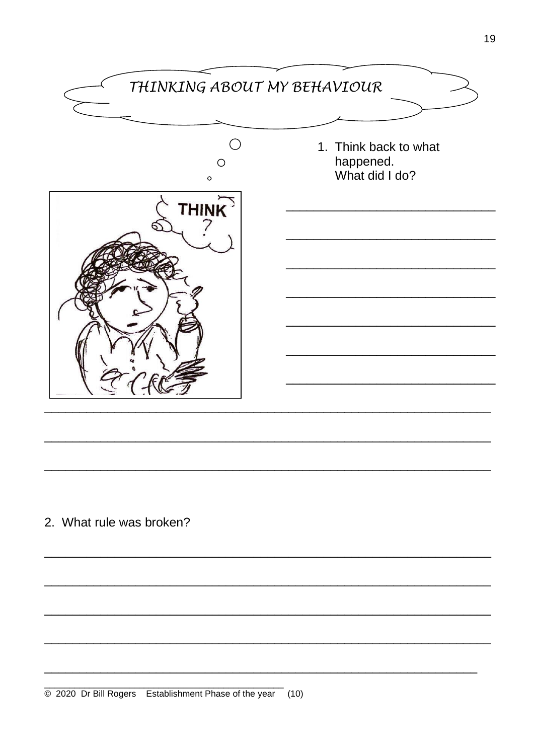# THINKING ABOUT MY BEHAVIOUR

1. Think back to what happened.
   What did I do?

_______________________________

_______________________________

_______________________________

_______________________________

_______________________________

_______________________________

_______________________________

_____________________________________________________________________

_____________________________________________________________________

_____________________________________________________________________

2. What rule was broken?

_____________________________________________________________________

_____________________________________________________________________

_____________________________________________________________________

_____________________________________________________________________

_____________________________________________________________________

© 2020 Dr Bill Rogers Establishment Phase of the year (10)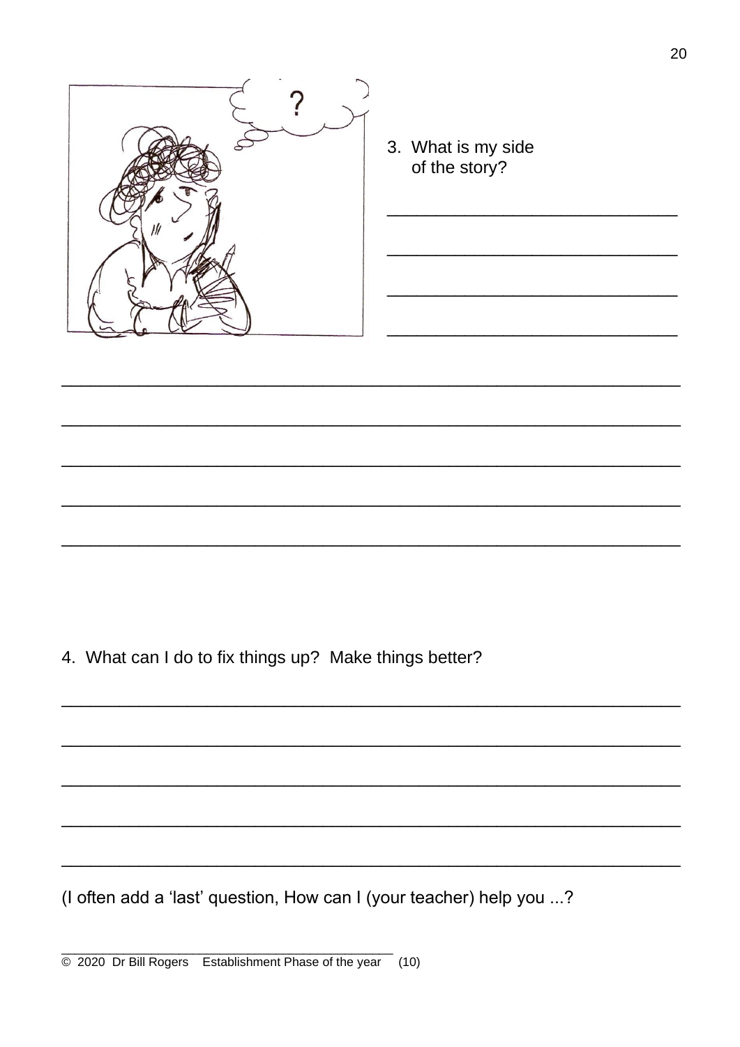3. What is my side of the story?

\_\_\_\_\_\_\_\_\_\_\_\_\_\_\_\_\_\_\_\_\_\_\_\_\_\_\_\_\_\_

\_\_\_\_\_\_\_\_\_\_\_\_\_\_\_\_\_\_\_\_\_\_\_\_\_\_\_\_\_\_

\_\_\_\_\_\_\_\_\_\_\_\_\_\_\_\_\_\_\_\_\_\_\_\_\_\_\_\_\_\_

\_\_\_\_\_\_\_\_\_\_\_\_\_\_\_\_\_\_\_\_\_\_\_\_\_\_\_\_\_\_

\_\_\_\_\_\_\_\_\_\_\_\_\_\_\_\_\_\_\_\_\_\_\_\_\_\_\_\_\_\_\_\_\_\_\_\_\_\_\_\_\_\_\_\_\_\_\_\_\_\_\_\_\_\_\_\_\_\_\_\_

\_\_\_\_\_\_\_\_\_\_\_\_\_\_\_\_\_\_\_\_\_\_\_\_\_\_\_\_\_\_\_\_\_\_\_\_\_\_\_\_\_\_\_\_\_\_\_\_\_\_\_\_\_\_\_\_\_\_\_\_

\_\_\_\_\_\_\_\_\_\_\_\_\_\_\_\_\_\_\_\_\_\_\_\_\_\_\_\_\_\_\_\_\_\_\_\_\_\_\_\_\_\_\_\_\_\_\_\_\_\_\_\_\_\_\_\_\_\_\_\_

\_\_\_\_\_\_\_\_\_\_\_\_\_\_\_\_\_\_\_\_\_\_\_\_\_\_\_\_\_\_\_\_\_\_\_\_\_\_\_\_\_\_\_\_\_\_\_\_\_\_\_\_\_\_\_\_\_\_\_\_

\_\_\_\_\_\_\_\_\_\_\_\_\_\_\_\_\_\_\_\_\_\_\_\_\_\_\_\_\_\_\_\_\_\_\_\_\_\_\_\_\_\_\_\_\_\_\_\_\_\_\_\_\_\_\_\_\_\_\_\_

4. What can I do to fix things up? Make things better?

\_\_\_\_\_\_\_\_\_\_\_\_\_\_\_\_\_\_\_\_\_\_\_\_\_\_\_\_\_\_\_\_\_\_\_\_\_\_\_\_\_\_\_\_\_\_\_\_\_\_\_\_\_\_\_\_\_\_\_\_

\_\_\_\_\_\_\_\_\_\_\_\_\_\_\_\_\_\_\_\_\_\_\_\_\_\_\_\_\_\_\_\_\_\_\_\_\_\_\_\_\_\_\_\_\_\_\_\_\_\_\_\_\_\_\_\_\_\_\_\_

\_\_\_\_\_\_\_\_\_\_\_\_\_\_\_\_\_\_\_\_\_\_\_\_\_\_\_\_\_\_\_\_\_\_\_\_\_\_\_\_\_\_\_\_\_\_\_\_\_\_\_\_\_\_\_\_\_\_\_\_

\_\_\_\_\_\_\_\_\_\_\_\_\_\_\_\_\_\_\_\_\_\_\_\_\_\_\_\_\_\_\_\_\_\_\_\_\_\_\_\_\_\_\_\_\_\_\_\_\_\_\_\_\_\_\_\_\_\_\_\_

\_\_\_\_\_\_\_\_\_\_\_\_\_\_\_\_\_\_\_\_\_\_\_\_\_\_\_\_\_\_\_\_\_\_\_\_\_\_\_\_\_\_\_\_\_\_\_\_\_\_\_\_\_\_\_\_\_\_\_\_

(I often add a 'last' question, How can I (your teacher) help you ...?

© 2020 Dr Bill Rogers Establishment Phase of the year (10)